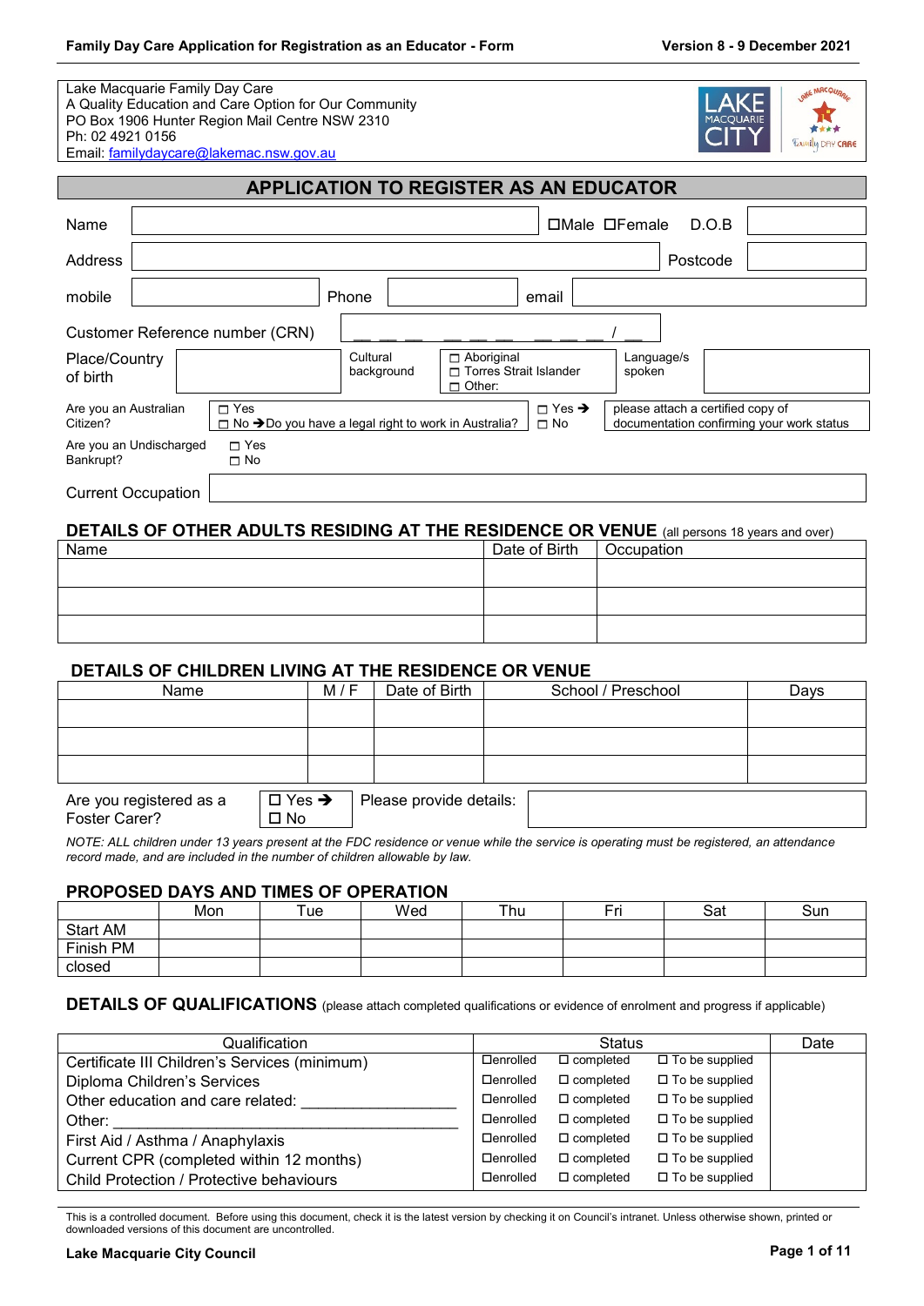Lake Macquarie Family Day Care
A Quality Education and Care Option for Our Community
PO Box 1906 Hunter Region Mail Centre NSW 2310
Ph: 02 4921 0156
Email: familydaycare@lakemac.nsw.gov.au

## APPLICATION TO REGISTER AS AN EDUCATOR

| Name | | ☐Male ☐Female | D.O.B | |
|---|---|---|---|---|
| Address | | | Postcode | |
| mobile | | Phone | email | |
| Customer Reference number (CRN) | __ __ __ __ __ __ __ __ __ / __ | | | |

| Place/Country of birth | | Cultural background | ☐ Aboriginal ☐ Torres Strait Islander ☐ Other: | Language/s spoken | |
|---|---|---|---|---|---|

| Are you an Australian Citizen? | ☐ Yes ☐ No ➔Do you have a legal right to work in Australia? | ☐ Yes ➔ ☐ No | please attach a certified copy of documentation confirming your work status |
|---|---|---|---|
| Are you an Undischarged Bankrupt? | ☐ Yes ☐ No | | |
| Current Occupation | | | |

### DETAILS OF OTHER ADULTS RESIDING AT THE RESIDENCE OR VENUE (all persons 18 years and over)

| Name | Date of Birth | Occupation |
|---|---|---|
| | | |
| | | |
| | | |

### DETAILS OF CHILDREN LIVING AT THE RESIDENCE OR VENUE

| Name | M / F | Date of Birth | School / Preschool | Days |
|---|---|---|---|---|
| | | | | |
| | | | | |
| | | | | |

| Are you registered as a Foster Carer? | ☐ Yes ➔ ☐ No | Please provide details: | |
|---|---|---|---|

*NOTE: ALL children under 13 years present at the FDC residence or venue while the service is operating must be registered, an attendance record made, and are included in the number of children allowable by law.*

### PROPOSED DAYS AND TIMES OF OPERATION

| | Mon | Tue | Wed | Thu | Fri | Sat | Sun |
|---|---|---|---|---|---|---|---|
| Start AM | | | | | | | |
| Finish PM | | | | | | | |
| closed | | | | | | | |

### DETAILS OF QUALIFICATIONS (please attach completed qualifications or evidence of enrolment and progress if applicable)

| Qualification | Status | | | Date |
|---|---|---|---|---|
| Certificate III Children's Services (minimum) | ☐enrolled | ☐ completed | ☐ To be supplied | |
| Diploma Children's Services | ☐enrolled | ☐ completed | ☐ To be supplied | |
| Other education and care related: __________________ | ☐enrolled | ☐ completed | ☐ To be supplied | |
| Other: ________________________________________ | ☐enrolled | ☐ completed | ☐ To be supplied | |
| First Aid / Asthma / Anaphylaxis | ☐enrolled | ☐ completed | ☐ To be supplied | |
| Current CPR (completed within 12 months) | ☐enrolled | ☐ completed | ☐ To be supplied | |
| Child Protection / Protective behaviours | ☐enrolled | ☐ completed | ☐ To be supplied | |

This is a controlled document. Before using this document, check it is the latest version by checking it on Council's intranet. Unless otherwise shown, printed or downloaded versions of this document are uncontrolled.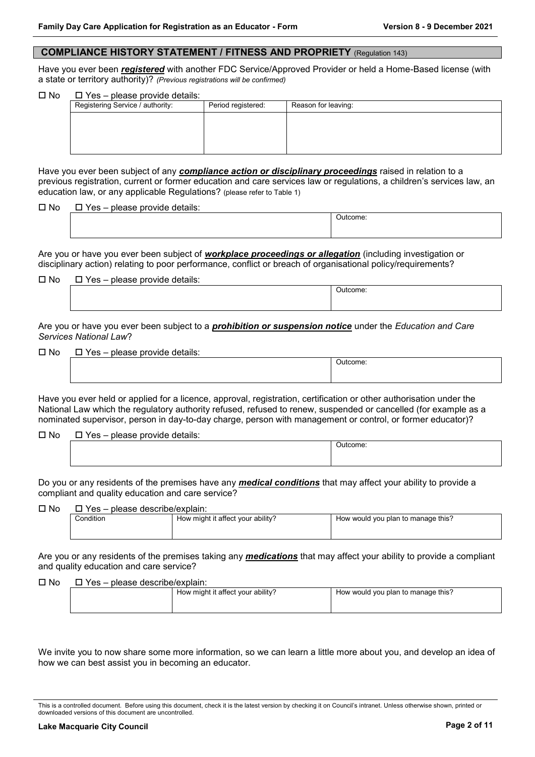## COMPLIANCE HISTORY STATEMENT / FITNESS AND PROPRIETY (Regulation 143)

Have you ever been ***registered*** with another FDC Service/Approved Provider or held a Home-Based license (with a state or territory authority)? *(Previous registrations will be confirmed)*

☐ No ☐ Yes – please provide details:

| Registering Service / authority: | Period registered: | Reason for leaving: |
|---|---|---|
| | | |

Have you ever been subject of any ***compliance action or disciplinary proceedings*** raised in relation to a previous registration, current or former education and care services law or regulations, a children's services law, an education law, or any applicable Regulations? (please refer to Table 1)

☐ No ☐ Yes – please provide details:

| | Outcome: |
|---|---|

Are you or have you ever been subject of ***workplace proceedings or allegation*** (including investigation or disciplinary action) relating to poor performance, conflict or breach of organisational policy/requirements?

☐ No ☐ Yes – please provide details:

| | Outcome: |
|---|---|

Are you or have you ever been subject to a ***prohibition or suspension notice*** under the *Education and Care Services National Law*?

☐ No ☐ Yes – please provide details:

| | Outcome: |
|---|---|

Have you ever held or applied for a licence, approval, registration, certification or other authorisation under the National Law which the regulatory authority refused, refused to renew, suspended or cancelled (for example as a nominated supervisor, person in day-to-day charge, person with management or control, or former educator)?

☐ No ☐ Yes – please provide details:

| | Outcome: |
|---|---|

Do you or any residents of the premises have any ***medical conditions*** that may affect your ability to provide a compliant and quality education and care service?

☐ No ☐ Yes – please describe/explain:

| Condition | How might it affect your ability? | How would you plan to manage this? |
|---|---|---|
| | | |

Are you or any residents of the premises taking any ***medications*** that may affect your ability to provide a compliant and quality education and care service?

☐ No ☐ Yes – please describe/explain:

| | How might it affect your ability? | How would you plan to manage this? |
|---|---|---|
| | | |

We invite you to now share some more information, so we can learn a little more about you, and develop an idea of how we can best assist you in becoming an educator.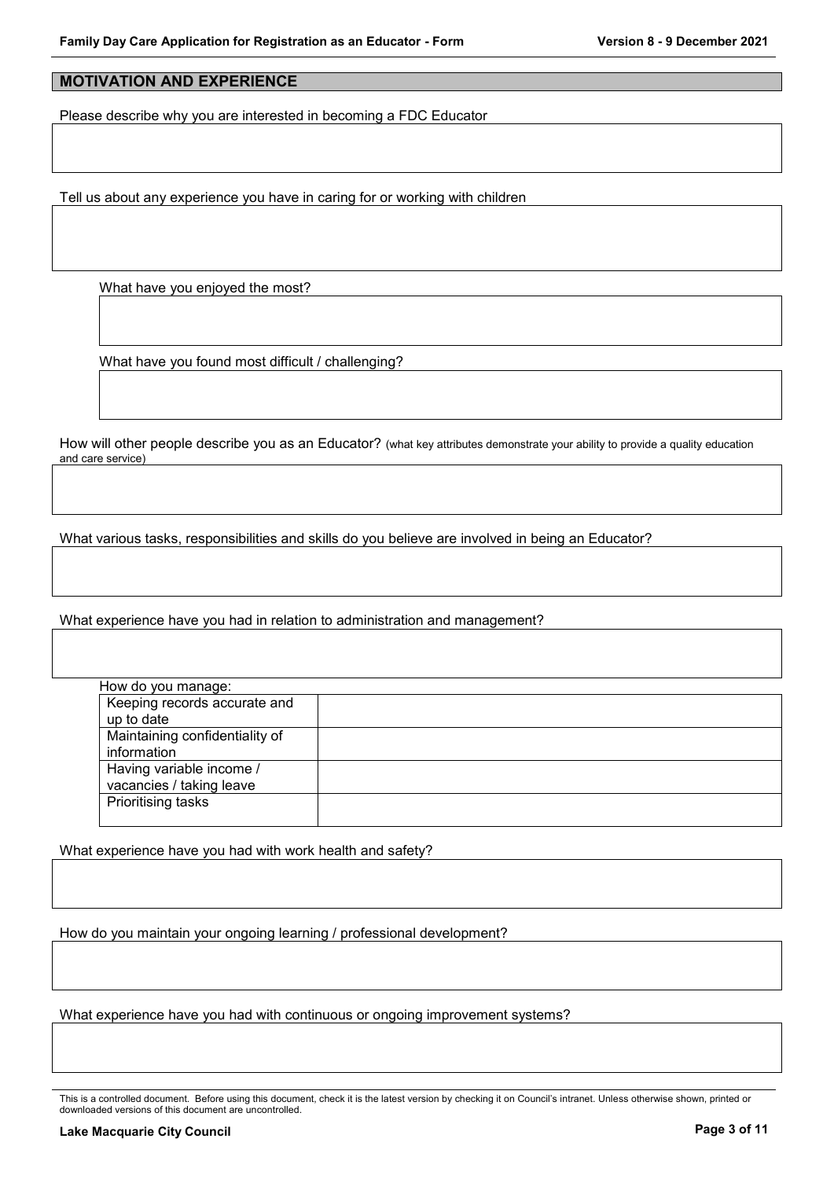## MOTIVATION AND EXPERIENCE

Please describe why you are interested in becoming a FDC Educator

Tell us about any experience you have in caring for or working with children

What have you enjoyed the most?

What have you found most difficult / challenging?

How will other people describe you as an Educator? (what key attributes demonstrate your ability to provide a quality education and care service)

What various tasks, responsibilities and skills do you believe are involved in being an Educator?

What experience have you had in relation to administration and management?

How do you manage:

| | |
|---|---|
| Keeping records accurate and up to date | |
| Maintaining confidentiality of information | |
| Having variable income / vacancies / taking leave | |
| Prioritising tasks | |

What experience have you had with work health and safety?

How do you maintain your ongoing learning / professional development?

What experience have you had with continuous or ongoing improvement systems?

This is a controlled document. Before using this document, check it is the latest version by checking it on Council's intranet. Unless otherwise shown, printed or downloaded versions of this document are uncontrolled.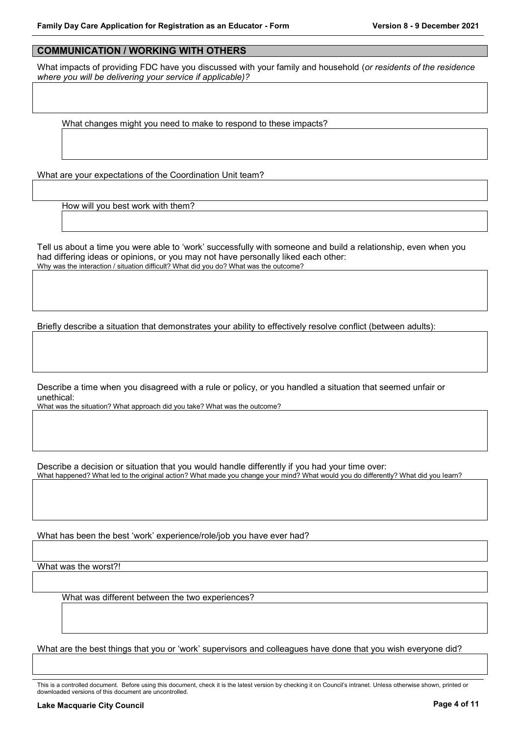## COMMUNICATION / WORKING WITH OTHERS

What impacts of providing FDC have you discussed with your family and household (*or residents of the residence where you will be delivering your service if applicable)?*

What changes might you need to make to respond to these impacts?

What are your expectations of the Coordination Unit team?

How will you best work with them?

Tell us about a time you were able to 'work' successfully with someone and build a relationship, even when you had differing ideas or opinions, or you may not have personally liked each other:

Why was the interaction / situation difficult? What did you do? What was the outcome?

Briefly describe a situation that demonstrates your ability to effectively resolve conflict (between adults):

Describe a time when you disagreed with a rule or policy, or you handled a situation that seemed unfair or unethical:

What was the situation? What approach did you take? What was the outcome?

Describe a decision or situation that you would handle differently if you had your time over:

What happened? What led to the original action? What made you change your mind? What would you do differently? What did you learn?

What has been the best 'work' experience/role/job you have ever had?

What was the worst?!

What was different between the two experiences?

What are the best things that you or 'work' supervisors and colleagues have done that you wish everyone did?

This is a controlled document. Before using this document, check it is the latest version by checking it on Council's intranet. Unless otherwise shown, printed or downloaded versions of this document are uncontrolled.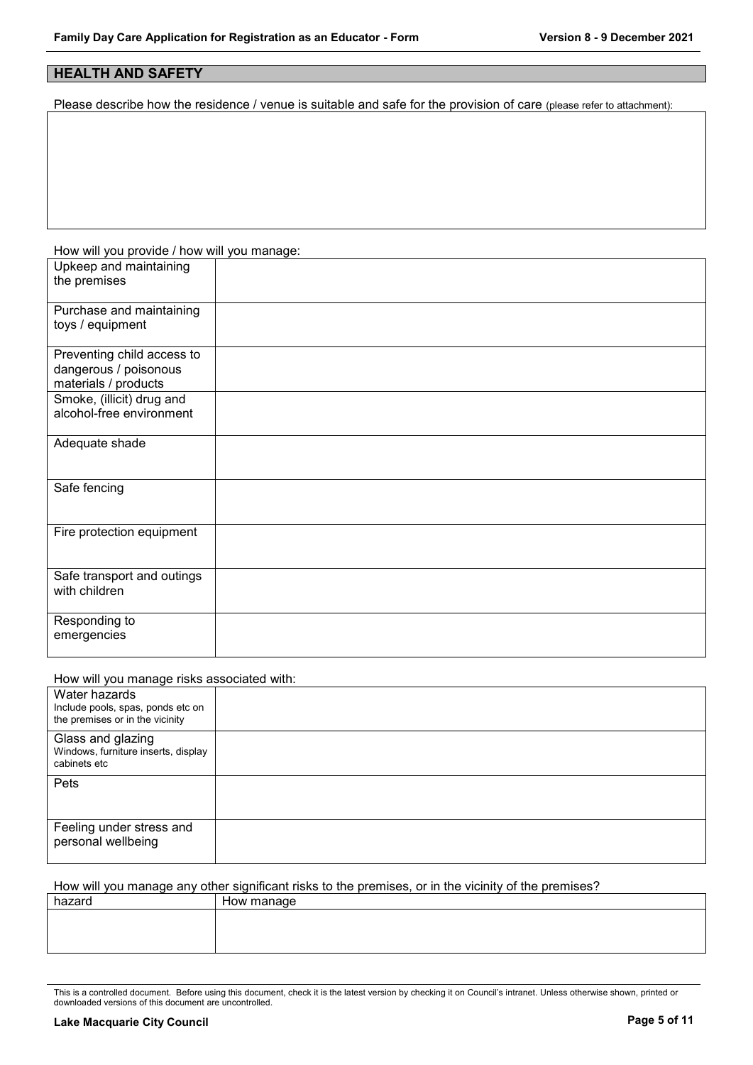## HEALTH AND SAFETY

Please describe how the residence / venue is suitable and safe for the provision of care (please refer to attachment):

| |
|---|
| |

How will you provide / how will you manage:

| | |
|---|---|
| Upkeep and maintaining the premises | |
| Purchase and maintaining toys / equipment | |
| Preventing child access to dangerous / poisonous materials / products | |
| Smoke, (illicit) drug and alcohol-free environment | |
| Adequate shade | |
| Safe fencing | |
| Fire protection equipment | |
| Safe transport and outings with children | |
| Responding to emergencies | |

How will you manage risks associated with:

| | |
|---|---|
| Water hazards<br>Include pools, spas, ponds etc on the premises or in the vicinity | |
| Glass and glazing<br>Windows, furniture inserts, display cabinets etc | |
| Pets | |
| Feeling under stress and personal wellbeing | |

How will you manage any other significant risks to the premises, or in the vicinity of the premises?

| hazard | How manage |
|---|---|
| | |

This is a controlled document. Before using this document, check it is the latest version by checking it on Council's intranet. Unless otherwise shown, printed or downloaded versions of this document are uncontrolled.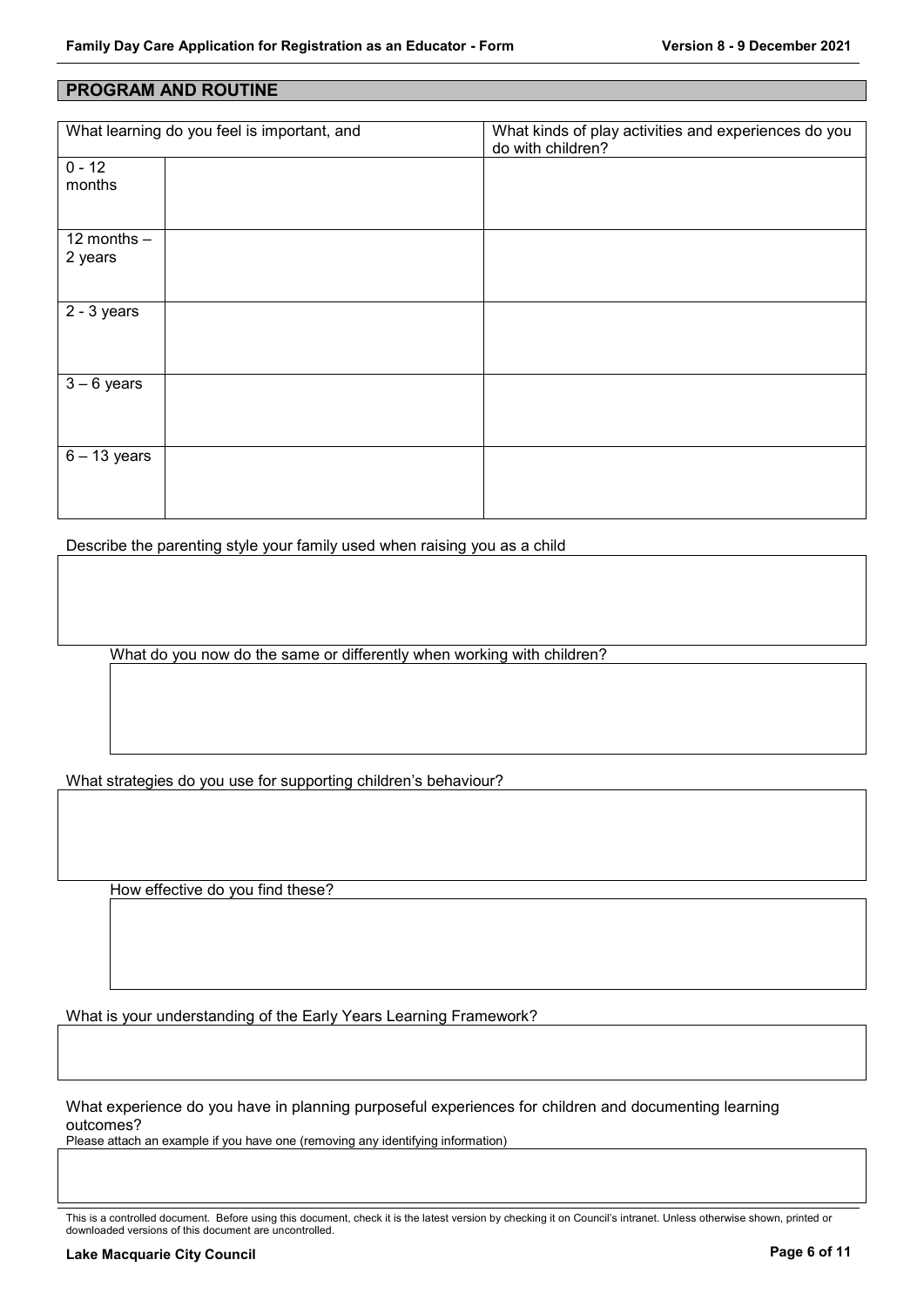## PROGRAM AND ROUTINE

| What learning do you feel is important, and | | What kinds of play activities and experiences do you do with children? |
| --- | --- | --- |
| 0 - 12 months | | |
| 12 months – 2 years | | |
| 2 - 3 years | | |
| 3 – 6 years | | |
| 6 – 13 years | | |

Describe the parenting style your family used when raising you as a child

What do you now do the same or differently when working with children?

What strategies do you use for supporting children's behaviour?

How effective do you find these?

What is your understanding of the Early Years Learning Framework?

What experience do you have in planning purposeful experiences for children and documenting learning outcomes?

Please attach an example if you have one (removing any identifying information)

This is a controlled document. Before using this document, check it is the latest version by checking it on Council's intranet. Unless otherwise shown, printed or downloaded versions of this document are uncontrolled.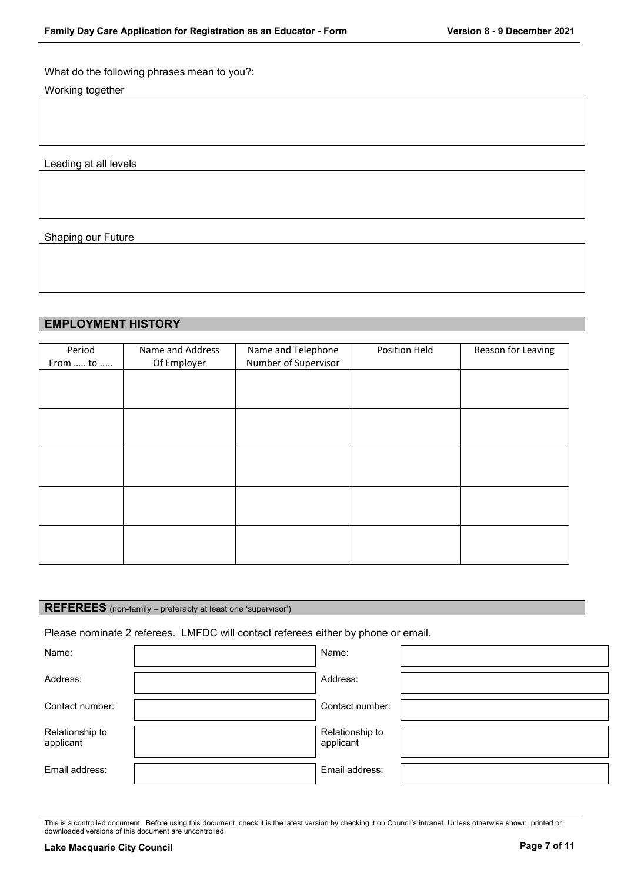What do the following phrases mean to you?:

Working together

Leading at all levels

Shaping our Future

## EMPLOYMENT HISTORY

| Period From ..... to ..... | Name and Address Of Employer | Name and Telephone Number of Supervisor | Position Held | Reason for Leaving |
|---|---|---|---|---|
| | | | | |
| | | | | |
| | | | | |
| | | | | |
| | | | | |

## REFEREES (non-family – preferably at least one 'supervisor')

Please nominate 2 referees. LMFDC will contact referees either by phone or email.

| | | | |
|---|---|---|---|
| Name: | | Name: | |
| Address: | | Address: | |
| Contact number: | | Contact number: | |
| Relationship to applicant | | Relationship to applicant | |
| Email address: | | Email address: | |

This is a controlled document. Before using this document, check it is the latest version by checking it on Council's intranet. Unless otherwise shown, printed or downloaded versions of this document are uncontrolled.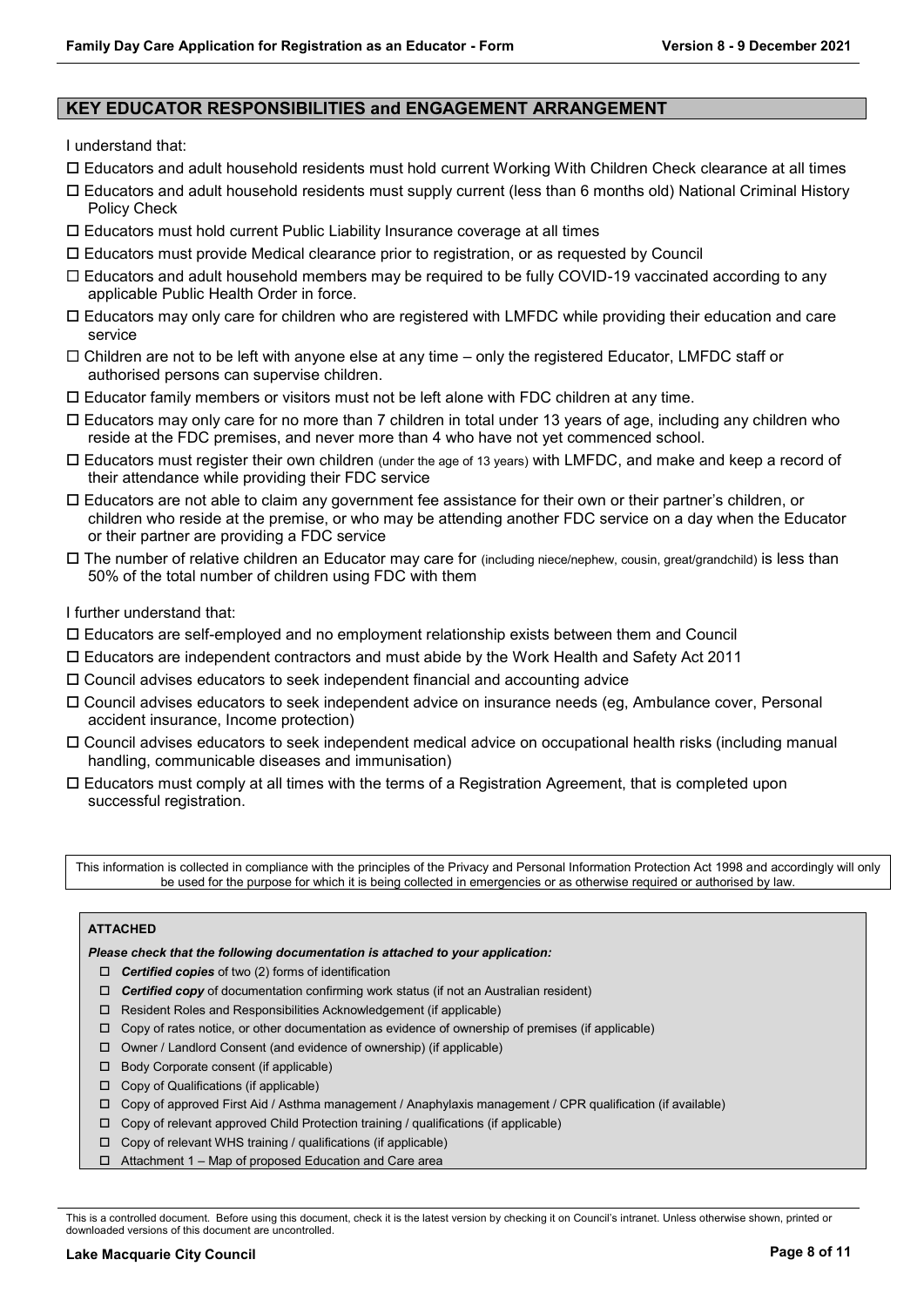## KEY EDUCATOR RESPONSIBILITIES and ENGAGEMENT ARRANGEMENT

I understand that:

- ☐ Educators and adult household residents must hold current Working With Children Check clearance at all times
- ☐ Educators and adult household residents must supply current (less than 6 months old) National Criminal History Policy Check
- ☐ Educators must hold current Public Liability Insurance coverage at all times
- ☐ Educators must provide Medical clearance prior to registration, or as requested by Council
- ☐ Educators and adult household members may be required to be fully COVID-19 vaccinated according to any applicable Public Health Order in force.
- ☐ Educators may only care for children who are registered with LMFDC while providing their education and care service
- ☐ Children are not to be left with anyone else at any time – only the registered Educator, LMFDC staff or authorised persons can supervise children.
- ☐ Educator family members or visitors must not be left alone with FDC children at any time.
- ☐ Educators may only care for no more than 7 children in total under 13 years of age, including any children who reside at the FDC premises, and never more than 4 who have not yet commenced school.
- ☐ Educators must register their own children (under the age of 13 years) with LMFDC, and make and keep a record of their attendance while providing their FDC service
- ☐ Educators are not able to claim any government fee assistance for their own or their partner's children, or children who reside at the premise, or who may be attending another FDC service on a day when the Educator or their partner are providing a FDC service
- ☐ The number of relative children an Educator may care for (including niece/nephew, cousin, great/grandchild) is less than 50% of the total number of children using FDC with them

I further understand that:

- ☐ Educators are self-employed and no employment relationship exists between them and Council
- ☐ Educators are independent contractors and must abide by the Work Health and Safety Act 2011
- ☐ Council advises educators to seek independent financial and accounting advice
- ☐ Council advises educators to seek independent advice on insurance needs (eg, Ambulance cover, Personal accident insurance, Income protection)
- ☐ Council advises educators to seek independent medical advice on occupational health risks (including manual handling, communicable diseases and immunisation)
- ☐ Educators must comply at all times with the terms of a Registration Agreement, that is completed upon successful registration.

This information is collected in compliance with the principles of the Privacy and Personal Information Protection Act 1998 and accordingly will only be used for the purpose for which it is being collected in emergencies or as otherwise required or authorised by law.

**ATTACHED**

***Please check that the following documentation is attached to your application:***

- ☐ ***Certified copies*** of two (2) forms of identification
- ☐ ***Certified copy*** of documentation confirming work status (if not an Australian resident)
- ☐ Resident Roles and Responsibilities Acknowledgement (if applicable)
- ☐ Copy of rates notice, or other documentation as evidence of ownership of premises (if applicable)
- ☐ Owner / Landlord Consent (and evidence of ownership) (if applicable)
- ☐ Body Corporate consent (if applicable)
- ☐ Copy of Qualifications (if applicable)
- ☐ Copy of approved First Aid / Asthma management / Anaphylaxis management / CPR qualification (if available)
- ☐ Copy of relevant approved Child Protection training / qualifications (if applicable)
- ☐ Copy of relevant WHS training / qualifications (if applicable)
- ☐ Attachment 1 – Map of proposed Education and Care area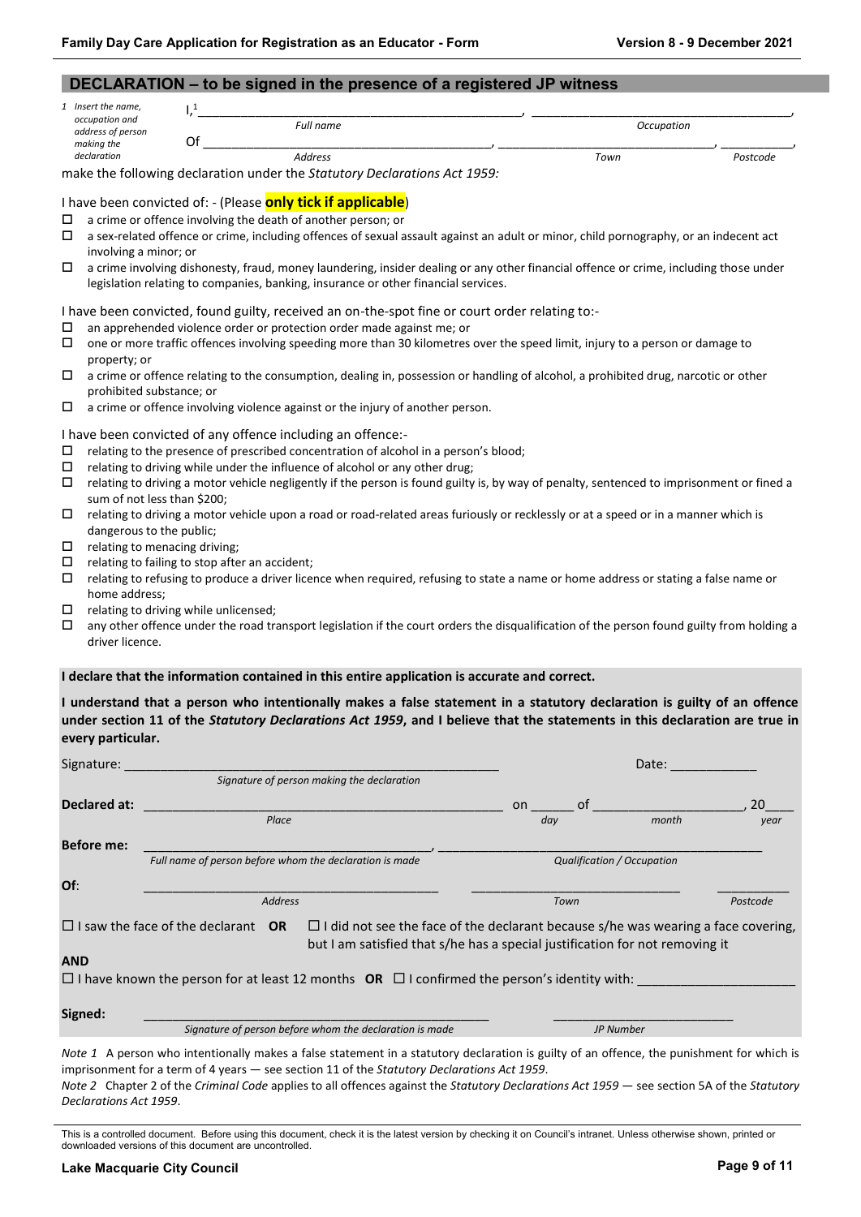## DECLARATION – to be signed in the presence of a registered JP witness

*1 Insert the name, occupation and address of person making the declaration*

I,[1] \_\_\_\_\_\_\_\_\_\_\_\_\_\_\_\_\_\_\_\_\_\_\_\_\_\_\_\_\_\_\_\_\_\_\_\_\_\_\_\_, \_\_\_\_\_\_\_\_\_\_\_\_\_\_\_\_\_\_\_\_\_\_\_\_\_\_\_\_\_\_\_\_\_\_,

*Full name* — *Occupation*

Of \_\_\_\_\_\_\_\_\_\_\_\_\_\_\_\_\_\_\_\_\_\_\_\_\_\_\_\_\_\_\_\_\_\_\_\_\_\_\_\_, \_\_\_\_\_\_\_\_\_\_\_\_\_\_\_\_\_\_\_\_\_\_\_\_\_\_\_\_, \_\_\_\_\_\_\_\_\_\_,

*Address* — *Town* — *Postcode*

make the following declaration under the *Statutory Declarations Act 1959:*

I have been convicted of: - (Please **only tick if applicable**)

- ☐ a crime or offence involving the death of another person; or
- ☐ a sex-related offence or crime, including offences of sexual assault against an adult or minor, child pornography, or an indecent act involving a minor; or
- ☐ a crime involving dishonesty, fraud, money laundering, insider dealing or any other financial offence or crime, including those under legislation relating to companies, banking, insurance or other financial services.

I have been convicted, found guilty, received an on-the-spot fine or court order relating to:-

- ☐ an apprehended violence order or protection order made against me; or
- ☐ one or more traffic offences involving speeding more than 30 kilometres over the speed limit, injury to a person or damage to property; or
- ☐ a crime or offence relating to the consumption, dealing in, possession or handling of alcohol, a prohibited drug, narcotic or other prohibited substance; or
- ☐ a crime or offence involving violence against or the injury of another person.

I have been convicted of any offence including an offence:-

- ☐ relating to the presence of prescribed concentration of alcohol in a person's blood;
- ☐ relating to driving while under the influence of alcohol or any other drug;
- ☐ relating to driving a motor vehicle negligently if the person is found guilty is, by way of penalty, sentenced to imprisonment or fined a sum of not less than $200;
- ☐ relating to driving a motor vehicle upon a road or road-related areas furiously or recklessly or at a speed or in a manner which is dangerous to the public;
- ☐ relating to menacing driving;
- ☐ relating to failing to stop after an accident;
- ☐ relating to refusing to produce a driver licence when required, refusing to state a name or home address or stating a false name or home address;
- ☐ relating to driving while unlicensed;
- ☐ any other offence under the road transport legislation if the court orders the disqualification of the person found guilty from holding a driver licence.

**I declare that the information contained in this entire application is accurate and correct.**

**I understand that a person who intentionally makes a false statement in a statutory declaration is guilty of an offence under section 11 of the *Statutory Declarations Act 1959*, and I believe that the statements in this declaration are true in every particular.**

Signature: \_\_\_\_\_\_\_\_\_\_\_\_\_\_\_\_\_\_\_\_\_\_\_\_\_\_\_\_\_\_\_\_\_\_\_\_\_\_\_\_ Date: \_\_\_\_\_\_\_\_\_\_

*Signature of person making the declaration*

**Declared at:** \_\_\_\_\_\_\_\_\_\_\_\_\_\_\_\_\_\_\_\_\_\_\_\_\_\_\_\_\_\_\_\_\_\_\_\_\_\_ on \_\_\_\_\_ of \_\_\_\_\_\_\_\_\_\_\_\_\_\_\_\_, 20\_\_\_

*Place* — *day* — *month* — *year*

**Before me:** \_\_\_\_\_\_\_\_\_\_\_\_\_\_\_\_\_\_\_\_\_\_\_\_\_\_\_\_\_\_\_\_\_\_\_\_, \_\_\_\_\_\_\_\_\_\_\_\_\_\_\_\_\_\_\_\_\_\_\_\_\_\_\_\_\_\_\_\_\_\_\_\_

*Full name of person before whom the declaration is made* — *Qualification / Occupation*

**Of**: \_\_\_\_\_\_\_\_\_\_\_\_\_\_\_\_\_\_\_\_\_\_\_\_\_\_\_\_\_\_\_\_\_\_\_\_ \_\_\_\_\_\_\_\_\_\_\_\_\_\_\_\_\_\_\_\_\_\_\_\_ \_\_\_\_\_\_\_\_\_\_

*Address* — *Town* — *Postcode*

☐ I saw the face of the declarant **OR** ☐ I did not see the face of the declarant because s/he was wearing a face covering, but I am satisfied that s/he has a special justification for not removing it

**AND**

☐ I have known the person for at least 12 months **OR** ☐ I confirmed the person's identity with: \_\_\_\_\_\_\_\_\_\_\_\_\_\_\_\_\_\_\_\_

**Signed:** \_\_\_\_\_\_\_\_\_\_\_\_\_\_\_\_\_\_\_\_\_\_\_\_\_\_\_\_\_\_\_\_\_\_\_\_\_\_\_\_ \_\_\_\_\_\_\_\_\_\_\_\_\_\_\_\_\_\_\_\_\_\_

*Signature of person before whom the declaration is made* — *JP Number*

*Note 1* A person who intentionally makes a false statement in a statutory declaration is guilty of an offence, the punishment for which is imprisonment for a term of 4 years — see section 11 of the *Statutory Declarations Act 1959*.

*Note 2* Chapter 2 of the *Criminal Code* applies to all offences against the *Statutory Declarations Act 1959* — see section 5A of the *Statutory Declarations Act 1959*.

This is a controlled document. Before using this document, check it is the latest version by checking it on Council's intranet. Unless otherwise shown, printed or downloaded versions of this document are uncontrolled.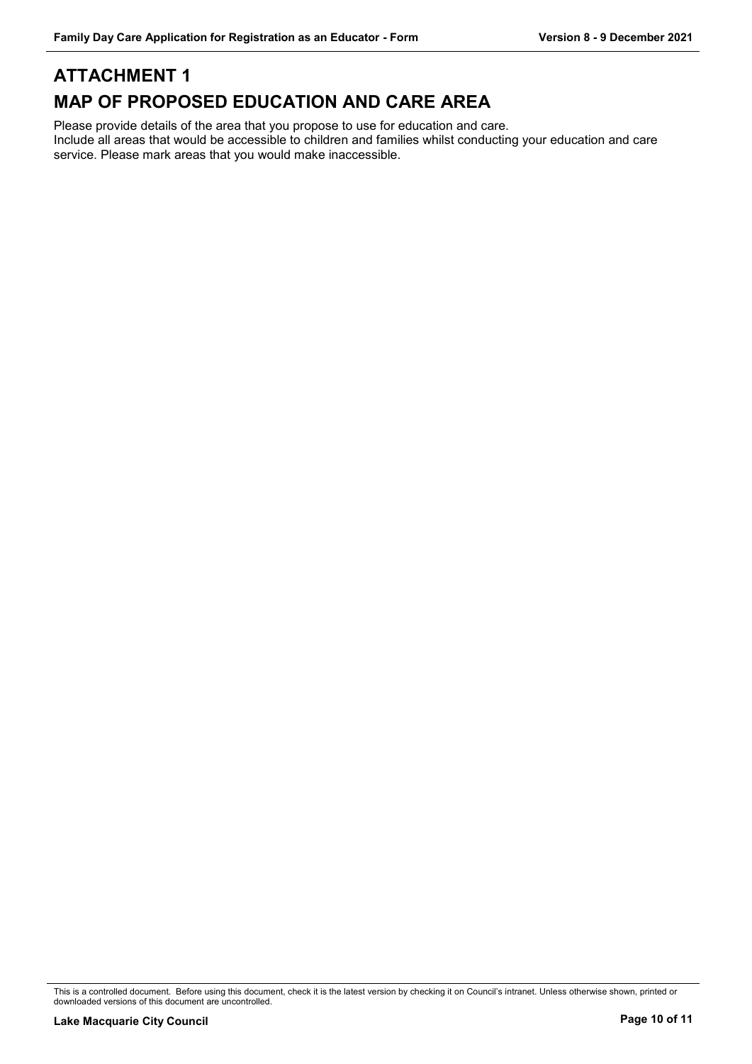# ATTACHMENT 1

# MAP OF PROPOSED EDUCATION AND CARE AREA

Please provide details of the area that you propose to use for education and care.
Include all areas that would be accessible to children and families whilst conducting your education and care service. Please mark areas that you would make inaccessible.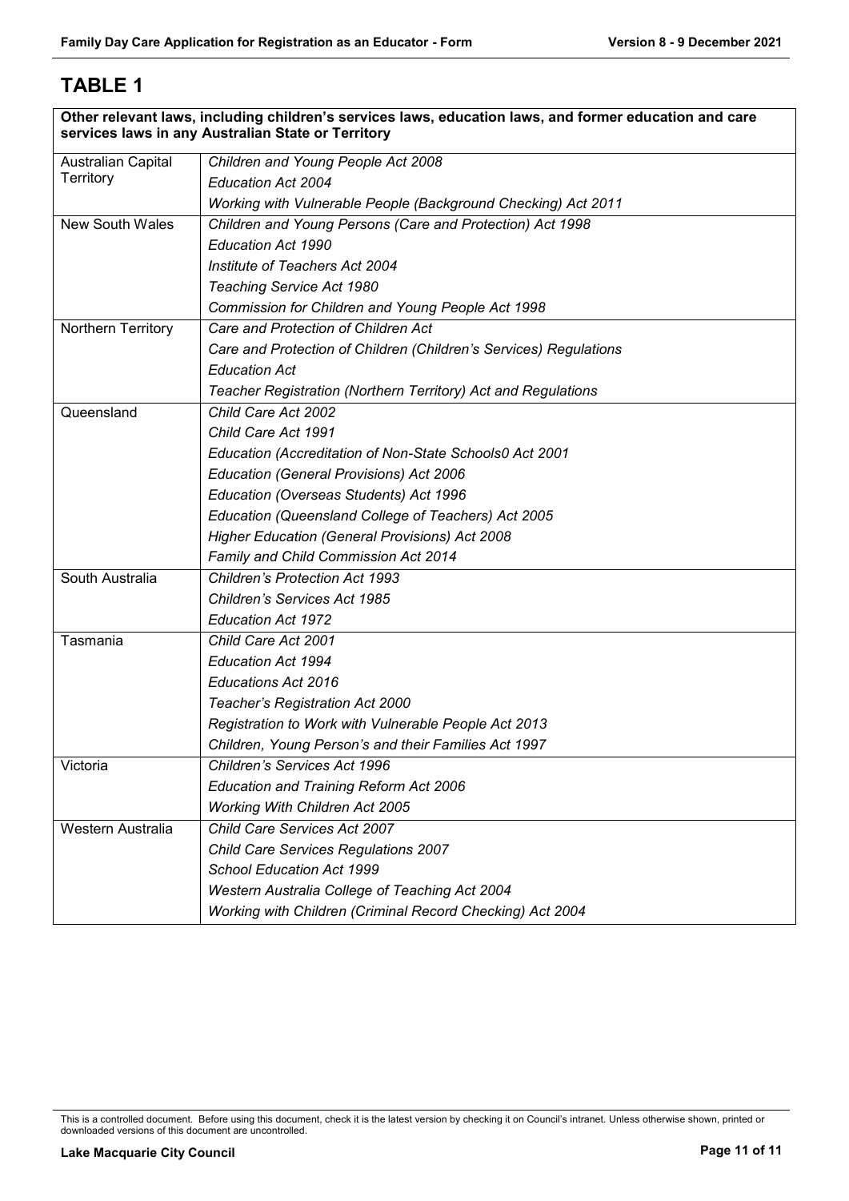# TABLE 1

| Other relevant laws, including children's services laws, education laws, and former education and care services laws in any Australian State or Territory | |
|---|---|
| Australian Capital Territory | *Children and Young People Act 2008* |
| | *Education Act 2004* |
| | *Working with Vulnerable People (Background Checking) Act 2011* |
| New South Wales | *Children and Young Persons (Care and Protection) Act 1998* |
| | *Education Act 1990* |
| | *Institute of Teachers Act 2004* |
| | *Teaching Service Act 1980* |
| | *Commission for Children and Young People Act 1998* |
| Northern Territory | *Care and Protection of Children Act* |
| | *Care and Protection of Children (Children's Services) Regulations* |
| | *Education Act* |
| | *Teacher Registration (Northern Territory) Act and Regulations* |
| Queensland | *Child Care Act 2002* |
| | *Child Care Act 1991* |
| | *Education (Accreditation of Non-State Schools0 Act 2001* |
| | *Education (General Provisions) Act 2006* |
| | *Education (Overseas Students) Act 1996* |
| | *Education (Queensland College of Teachers) Act 2005* |
| | *Higher Education (General Provisions) Act 2008* |
| | *Family and Child Commission Act 2014* |
| South Australia | *Children's Protection Act 1993* |
| | *Children's Services Act 1985* |
| | *Education Act 1972* |
| Tasmania | *Child Care Act 2001* |
| | *Education Act 1994* |
| | *Educations Act 2016* |
| | *Teacher's Registration Act 2000* |
| | *Registration to Work with Vulnerable People Act 2013* |
| | *Children, Young Person's and their Families Act 1997* |
| Victoria | *Children's Services Act 1996* |
| | *Education and Training Reform Act 2006* |
| | *Working With Children Act 2005* |
| Western Australia | *Child Care Services Act 2007* |
| | *Child Care Services Regulations 2007* |
| | *School Education Act 1999* |
| | *Western Australia College of Teaching Act 2004* |
| | *Working with Children (Criminal Record Checking) Act 2004* |